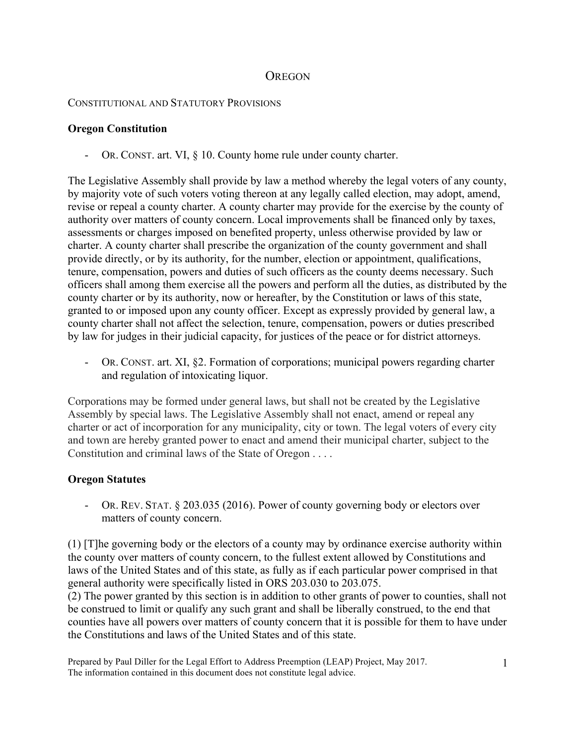# OREGON

CONSTITUTIONAL AND STATUTORY PROVISIONS

**Oregon Constitution**

- OR. CONST. art. VI, § 10. County home rule under county charter.

The Legislative Assembly shall provide by law a method whereby the legal voters of any county, by majority vote of such voters voting thereon at any legally called election, may adopt, amend, revise or repeal a county charter. A county charter may provide for the exercise by the county of authority over matters of county concern. Local improvements shall be financed only by taxes, assessments or charges imposed on benefited property, unless otherwise provided by law or charter. A county charter shall prescribe the organization of the county government and shall provide directly, or by its authority, for the number, election or appointment, qualifications, tenure, compensation, powers and duties of such officers as the county deems necessary. Such officers shall among them exercise all the powers and perform all the duties, as distributed by the county charter or by its authority, now or hereafter, by the Constitution or laws of this state, granted to or imposed upon any county officer. Except as expressly provided by general law, a county charter shall not affect the selection, tenure, compensation, powers or duties prescribed by law for judges in their judicial capacity, for justices of the peace or for district attorneys.

- OR. CONST. art. XI, §2. Formation of corporations; municipal powers regarding charter and regulation of intoxicating liquor.

Corporations may be formed under general laws, but shall not be created by the Legislative Assembly by special laws. The Legislative Assembly shall not enact, amend or repeal any charter or act of incorporation for any municipality, city or town. The legal voters of every city and town are hereby granted power to enact and amend their municipal charter, subject to the Constitution and criminal laws of the State of Oregon . . . .

**Oregon Statutes**

- OR. REV. STAT. § 203.035 (2016). Power of county governing body or electors over matters of county concern.

(1) [T]he governing body or the electors of a county may by ordinance exercise authority within the county over matters of county concern, to the fullest extent allowed by Constitutions and laws of the United States and of this state, as fully as if each particular power comprised in that general authority were specifically listed in ORS 203.030 to 203.075.
(2) The power granted by this section is in addition to other grants of power to counties, shall not be construed to limit or qualify any such grant and shall be liberally construed, to the end that counties have all powers over matters of county concern that it is possible for them to have under the Constitutions and laws of the United States and of this state.

Prepared by Paul Diller for the Legal Effort to Address Preemption (LEAP) Project, May 2017.
The information contained in this document does not constitute legal advice.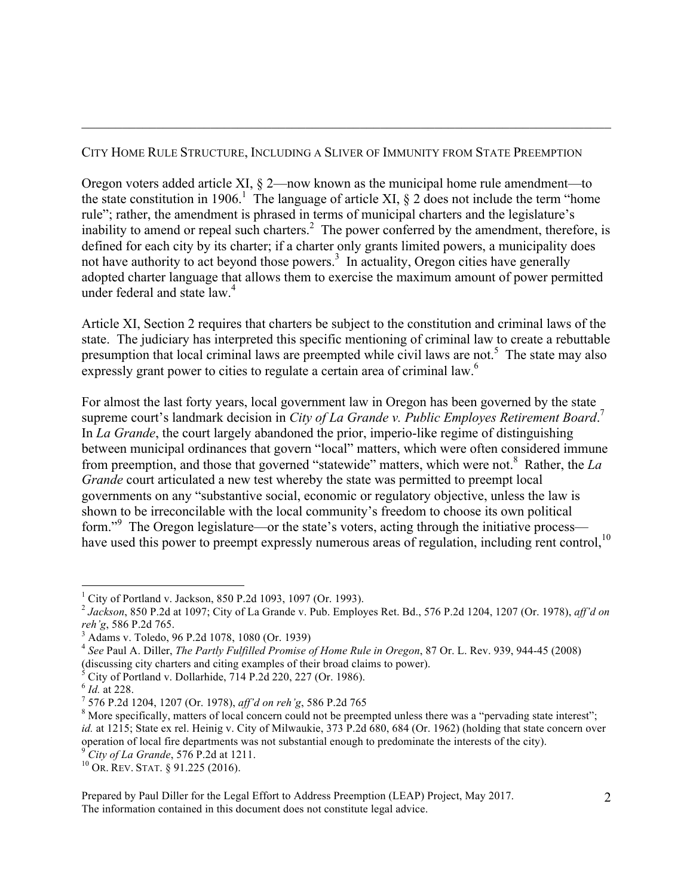## City Home Rule Structure, Including a Sliver of Immunity from State Preemption

Oregon voters added article XI, § 2—now known as the municipal home rule amendment—to the state constitution in 1906.[1] The language of article XI, § 2 does not include the term "home rule"; rather, the amendment is phrased in terms of municipal charters and the legislature's inability to amend or repeal such charters.[2] The power conferred by the amendment, therefore, is defined for each city by its charter; if a charter only grants limited powers, a municipality does not have authority to act beyond those powers.[3] In actuality, Oregon cities have generally adopted charter language that allows them to exercise the maximum amount of power permitted under federal and state law.[4]

Article XI, Section 2 requires that charters be subject to the constitution and criminal laws of the state. The judiciary has interpreted this specific mentioning of criminal law to create a rebuttable presumption that local criminal laws are preempted while civil laws are not.[5] The state may also expressly grant power to cities to regulate a certain area of criminal law.[6]

For almost the last forty years, local government law in Oregon has been governed by the state supreme court's landmark decision in *City of La Grande v. Public Employes Retirement Board*.[7] In *La Grande*, the court largely abandoned the prior, imperio-like regime of distinguishing between municipal ordinances that govern "local" matters, which were often considered immune from preemption, and those that governed "statewide" matters, which were not.[8] Rather, the *La Grande* court articulated a new test whereby the state was permitted to preempt local governments on any "substantive social, economic or regulatory objective, unless the law is shown to be irreconcilable with the local community's freedom to choose its own political form."[9] The Oregon legislature—or the state's voters, acting through the initiative process—have used this power to preempt expressly numerous areas of regulation, including rent control,[10]

---

[1] City of Portland v. Jackson, 850 P.2d 1093, 1097 (Or. 1993).

[2] *Jackson*, 850 P.2d at 1097; City of La Grande v. Pub. Employes Ret. Bd., 576 P.2d 1204, 1207 (Or. 1978), *aff'd on reh'g*, 586 P.2d 765.

[3] Adams v. Toledo, 96 P.2d 1078, 1080 (Or. 1939)

[4] *See* Paul A. Diller, *The Partly Fulfilled Promise of Home Rule in Oregon*, 87 Or. L. Rev. 939, 944-45 (2008) (discussing city charters and citing examples of their broad claims to power).

[5] City of Portland v. Dollarhide, 714 P.2d 220, 227 (Or. 1986).

[6] *Id.* at 228.

[7] 576 P.2d 1204, 1207 (Or. 1978), *aff'd on reh'g*, 586 P.2d 765

[8] More specifically, matters of local concern could not be preempted unless there was a "pervading state interest"; *id.* at 1215; State ex rel. Heinig v. City of Milwaukie, 373 P.2d 680, 684 (Or. 1962) (holding that state concern over operation of local fire departments was not substantial enough to predominate the interests of the city).

[9] *City of La Grande*, 576 P.2d at 1211.

[10] Or. Rev. Stat. § 91.225 (2016).

Prepared by Paul Diller for the Legal Effort to Address Preemption (LEAP) Project, May 2017.
The information contained in this document does not constitute legal advice.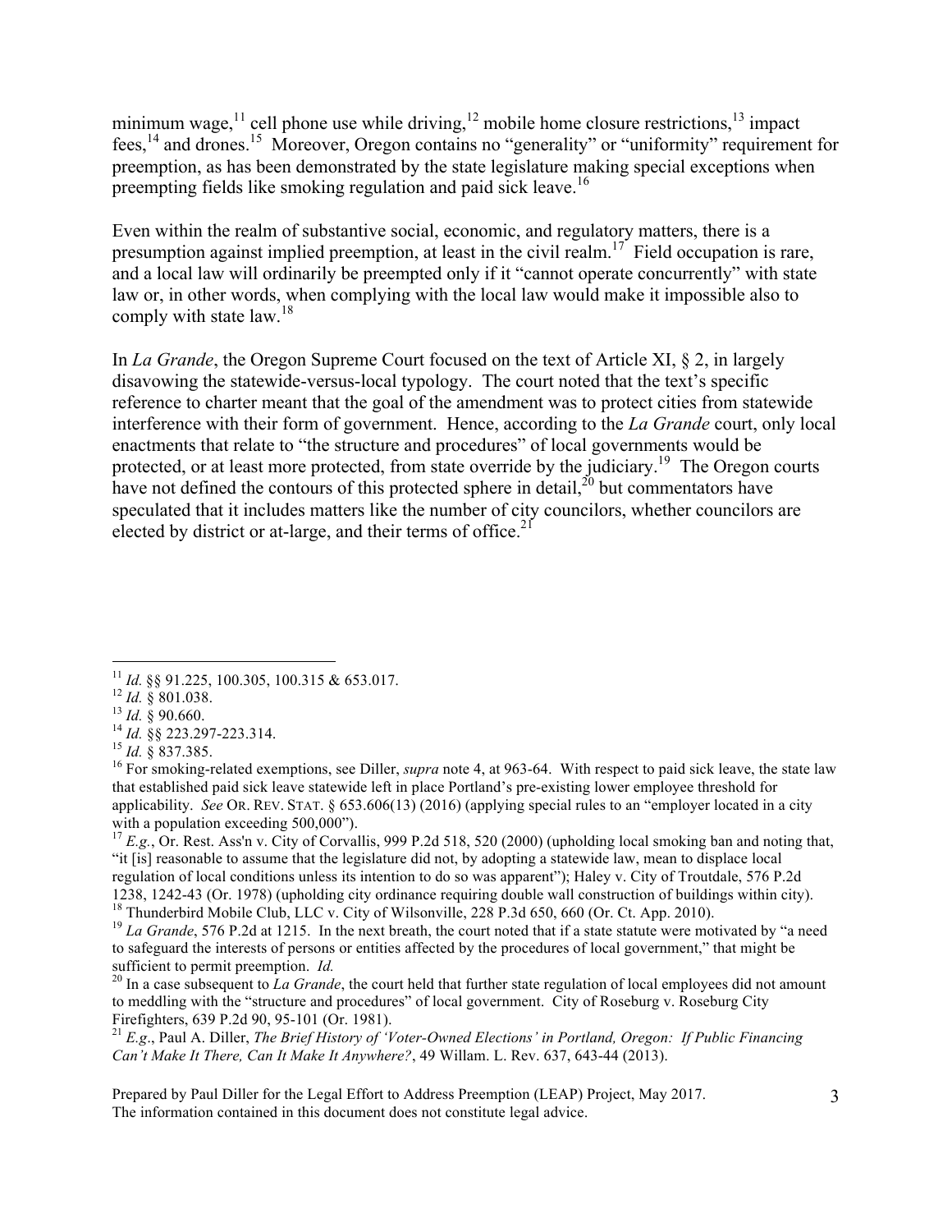minimum wage,[11] cell phone use while driving,[12] mobile home closure restrictions,[13] impact fees,[14] and drones.[15] Moreover, Oregon contains no "generality" or "uniformity" requirement for preemption, as has been demonstrated by the state legislature making special exceptions when preempting fields like smoking regulation and paid sick leave.[16]

Even within the realm of substantive social, economic, and regulatory matters, there is a presumption against implied preemption, at least in the civil realm.[17] Field occupation is rare, and a local law will ordinarily be preempted only if it "cannot operate concurrently" with state law or, in other words, when complying with the local law would make it impossible also to comply with state law.[18]

In *La Grande*, the Oregon Supreme Court focused on the text of Article XI, § 2, in largely disavowing the statewide-versus-local typology. The court noted that the text's specific reference to charter meant that the goal of the amendment was to protect cities from statewide interference with their form of government. Hence, according to the *La Grande* court, only local enactments that relate to "the structure and procedures" of local governments would be protected, or at least more protected, from state override by the judiciary.[19] The Oregon courts have not defined the contours of this protected sphere in detail,[20] but commentators have speculated that it includes matters like the number of city councilors, whether councilors are elected by district or at-large, and their terms of office.[21]

---

[11] *Id.* §§ 91.225, 100.305, 100.315 & 653.017.

[12] *Id.* § 801.038.

[13] *Id.* § 90.660.

[14] *Id.* §§ 223.297-223.314.

[15] *Id.* § 837.385.

[16] For smoking-related exemptions, see Diller, *supra* note 4, at 963-64. With respect to paid sick leave, the state law that established paid sick leave statewide left in place Portland's pre-existing lower employee threshold for applicability. *See* OR. REV. STAT. § 653.606(13) (2016) (applying special rules to an "employer located in a city with a population exceeding 500,000").

[17] *E.g.*, Or. Rest. Ass'n v. City of Corvallis, 999 P.2d 518, 520 (2000) (upholding local smoking ban and noting that, "it [is] reasonable to assume that the legislature did not, by adopting a statewide law, mean to displace local regulation of local conditions unless its intention to do so was apparent"); Haley v. City of Troutdale, 576 P.2d 1238, 1242-43 (Or. 1978) (upholding city ordinance requiring double wall construction of buildings within city).

[18] Thunderbird Mobile Club, LLC v. City of Wilsonville, 228 P.3d 650, 660 (Or. Ct. App. 2010).

[19] *La Grande*, 576 P.2d at 1215. In the next breath, the court noted that if a state statute were motivated by "a need to safeguard the interests of persons or entities affected by the procedures of local government," that might be sufficient to permit preemption. *Id.*

[20] In a case subsequent to *La Grande*, the court held that further state regulation of local employees did not amount to meddling with the "structure and procedures" of local government. City of Roseburg v. Roseburg City Firefighters, 639 P.2d 90, 95-101 (Or. 1981).

[21] *E.g*., Paul A. Diller, *The Brief History of 'Voter-Owned Elections' in Portland, Oregon: If Public Financing Can't Make It There, Can It Make It Anywhere?*, 49 Willam. L. Rev. 637, 643-44 (2013).

Prepared by Paul Diller for the Legal Effort to Address Preemption (LEAP) Project, May 2017.
The information contained in this document does not constitute legal advice.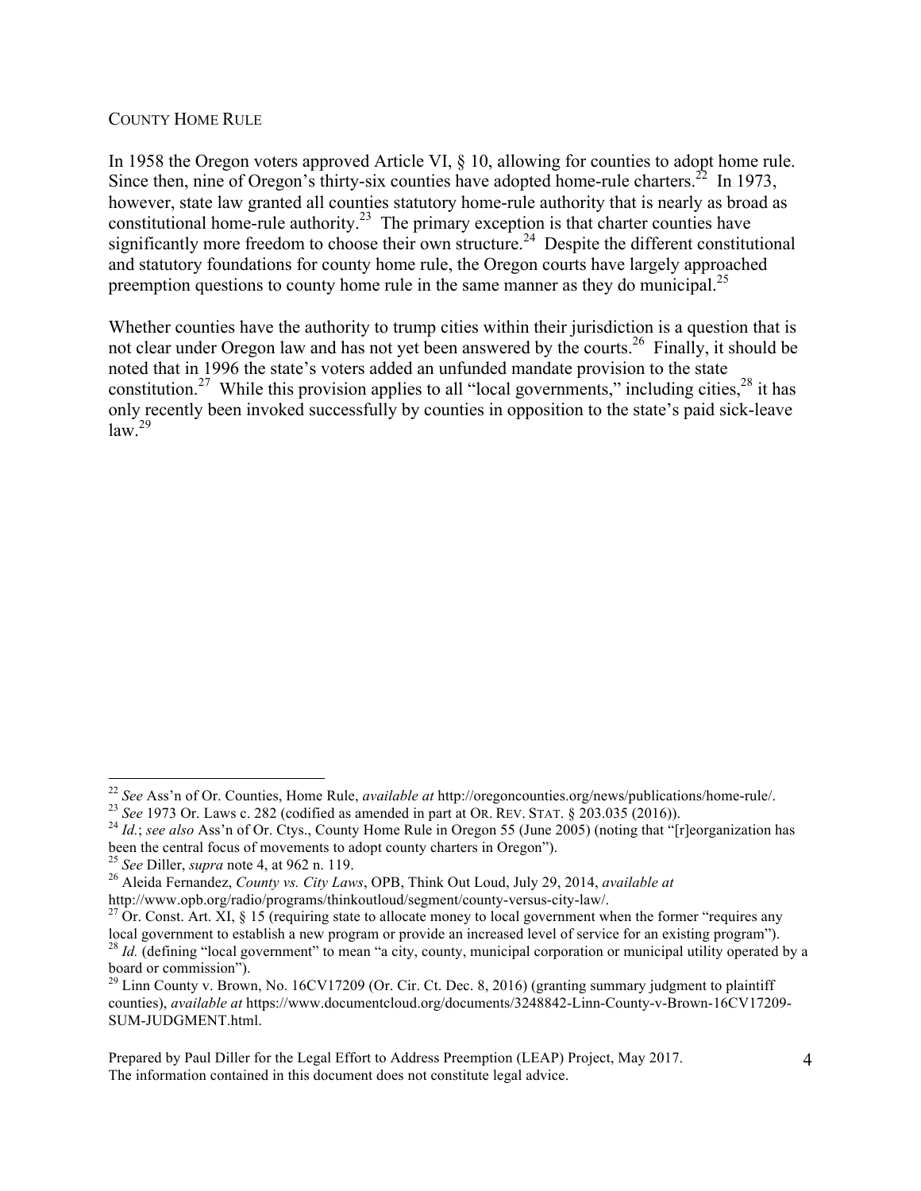## County Home Rule

In 1958 the Oregon voters approved Article VI, § 10, allowing for counties to adopt home rule. Since then, nine of Oregon's thirty-six counties have adopted home-rule charters.[22] In 1973, however, state law granted all counties statutory home-rule authority that is nearly as broad as constitutional home-rule authority.[23] The primary exception is that charter counties have significantly more freedom to choose their own structure.[24] Despite the different constitutional and statutory foundations for county home rule, the Oregon courts have largely approached preemption questions to county home rule in the same manner as they do municipal.[25]

Whether counties have the authority to trump cities within their jurisdiction is a question that is not clear under Oregon law and has not yet been answered by the courts.[26] Finally, it should be noted that in 1996 the state's voters added an unfunded mandate provision to the state constitution.[27] While this provision applies to all "local governments," including cities,[28] it has only recently been invoked successfully by counties in opposition to the state's paid sick-leave law.[29]

---

[22] *See* Ass'n of Or. Counties, Home Rule, *available at* http://oregoncounties.org/news/publications/home-rule/.

[23] *See* 1973 Or. Laws c. 282 (codified as amended in part at Or. Rev. Stat. § 203.035 (2016)).

[24] *Id.*; *see also* Ass'n of Or. Ctys., County Home Rule in Oregon 55 (June 2005) (noting that "[r]eorganization has been the central focus of movements to adopt county charters in Oregon").

[25] *See* Diller, *supra* note 4, at 962 n. 119.

[26] Aleida Fernandez, *County vs. City Laws*, OPB, Think Out Loud, July 29, 2014, *available at* http://www.opb.org/radio/programs/thinkoutloud/segment/county-versus-city-law/.

[27] Or. Const. Art. XI, § 15 (requiring state to allocate money to local government when the former "requires any local government to establish a new program or provide an increased level of service for an existing program").

[28] *Id.* (defining "local government" to mean "a city, county, municipal corporation or municipal utility operated by a board or commission").

[29] Linn County v. Brown, No. 16CV17209 (Or. Cir. Ct. Dec. 8, 2016) (granting summary judgment to plaintiff counties), *available at* https://www.documentcloud.org/documents/3248842-Linn-County-v-Brown-16CV17209-SUM-JUDGMENT.html.

Prepared by Paul Diller for the Legal Effort to Address Preemption (LEAP) Project, May 2017.
The information contained in this document does not constitute legal advice.